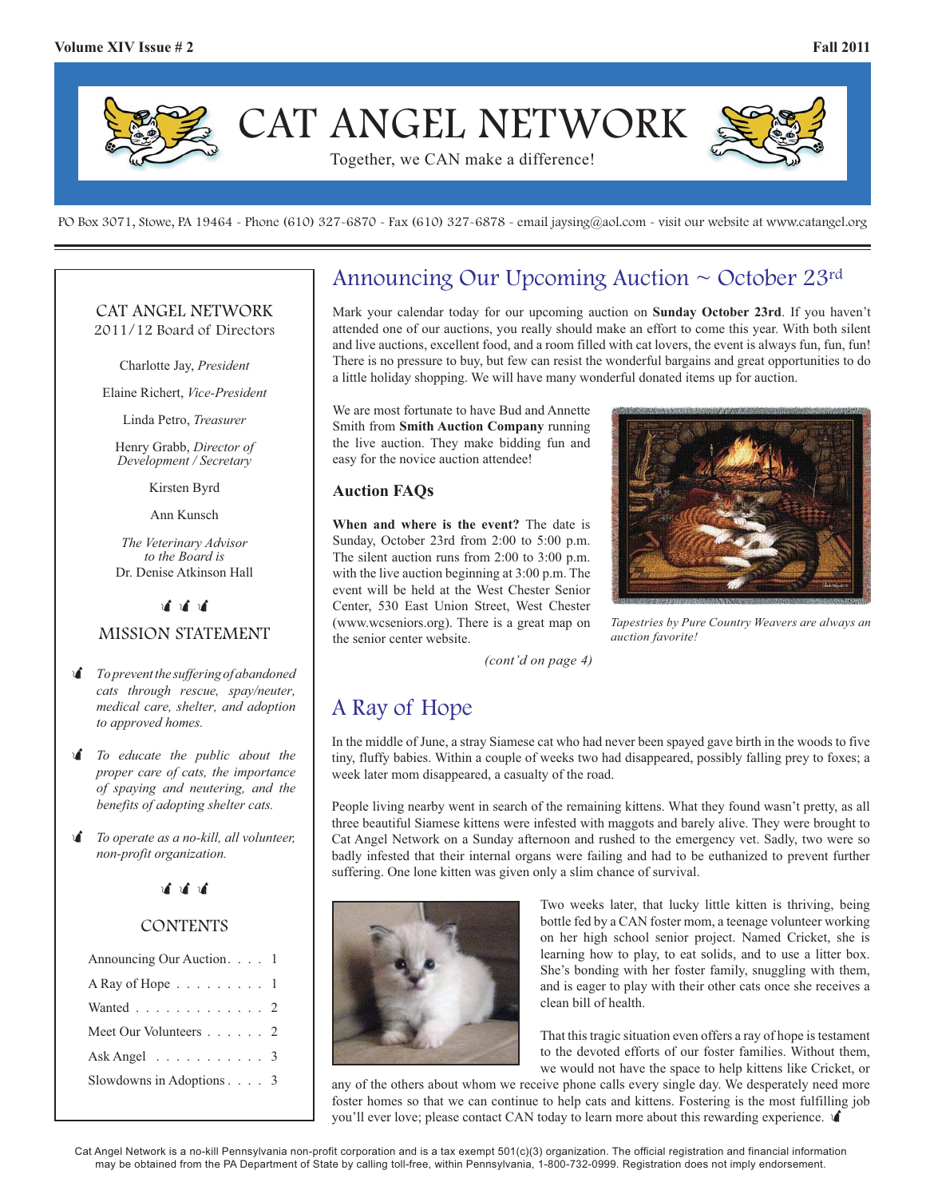# CAT ANGEL NETWORK

Together, we CAN make a difference!

PO Box 3071, Stowe, PA 19464 - Phone (610) 327-6870 - Fax (610) 327-6878 - email jaysing@aol.com - visit our website at www.catangel.org

## CAT ANGEL NETWORK
2011/12 Board of Directors

Charlotte Jay, *President*

Elaine Richert, *Vice-President*

Linda Petro, *Treasurer*

Henry Grabb, *Director of Development / Secretary*

Kirsten Byrd

Ann Kunsch

*The Veterinary Advisor to the Board is* Dr. Denise Atkinson Hall

## MISSION STATEMENT

- *To prevent the suffering of abandoned cats through rescue, spay/neuter, medical care, shelter, and adoption to approved homes.*
- *To educate the public about the proper care of cats, the importance of spaying and neutering, and the benefits of adopting shelter cats.*
- *To operate as a no-kill, all volunteer, non-profit organization.*

## CONTENTS

| | |
|---|---|
| Announcing Our Auction | 1 |
| A Ray of Hope | 1 |
| Wanted | 2 |
| Meet Our Volunteers | 2 |
| Ask Angel | 3 |
| Slowdowns in Adoptions | 3 |

## Announcing Our Upcoming Auction ~ October 23rd

Mark your calendar today for our upcoming auction on **Sunday October 23rd**. If you haven't attended one of our auctions, you really should make an effort to come this year. With both silent and live auctions, excellent food, and a room filled with cat lovers, the event is always fun, fun, fun! There is no pressure to buy, but few can resist the wonderful bargains and great opportunities to do a little holiday shopping. We will have many wonderful donated items up for auction.

We are most fortunate to have Bud and Annette Smith from **Smith Auction Company** running the live auction. They make bidding fun and easy for the novice auction attendee!

### Auction FAQs

**When and where is the event?** The date is Sunday, October 23rd from 2:00 to 5:00 p.m. The silent auction runs from 2:00 to 3:00 p.m. with the live auction beginning at 3:00 p.m. The event will be held at the West Chester Senior Center, 530 East Union Street, West Chester (www.wcseniors.org). There is a great map on the senior center website.

*(cont'd on page 4)*

*Tapestries by Pure Country Weavers are always an auction favorite!*

## A Ray of Hope

In the middle of June, a stray Siamese cat who had never been spayed gave birth in the woods to five tiny, fluffy babies. Within a couple of weeks two had disappeared, possibly falling prey to foxes; a week later mom disappeared, a casualty of the road.

People living nearby went in search of the remaining kittens. What they found wasn't pretty, as all three beautiful Siamese kittens were infested with maggots and barely alive. They were brought to Cat Angel Network on a Sunday afternoon and rushed to the emergency vet. Sadly, two were so badly infested that their internal organs were failing and had to be euthanized to prevent further suffering. One lone kitten was given only a slim chance of survival.

Two weeks later, that lucky little kitten is thriving, being bottle fed by a CAN foster mom, a teenage volunteer working on her high school senior project. Named Cricket, she is learning how to play, to eat solids, and to use a litter box. She's bonding with her foster family, snuggling with them, and is eager to play with their other cats once she receives a clean bill of health.

That this tragic situation even offers a ray of hope is testament to the devoted efforts of our foster families. Without them, we would not have the space to help kittens like Cricket, or any of the others about whom we receive phone calls every single day. We desperately need more foster homes so that we can continue to help cats and kittens. Fostering is the most fulfilling job you'll ever love; please contact CAN today to learn more about this rewarding experience.

Cat Angel Network is a no-kill Pennsylvania non-profit corporation and is a tax exempt 501(c)(3) organization. The official registration and financial information may be obtained from the PA Department of State by calling toll-free, within Pennsylvania, 1-800-732-0999. Registration does not imply endorsement.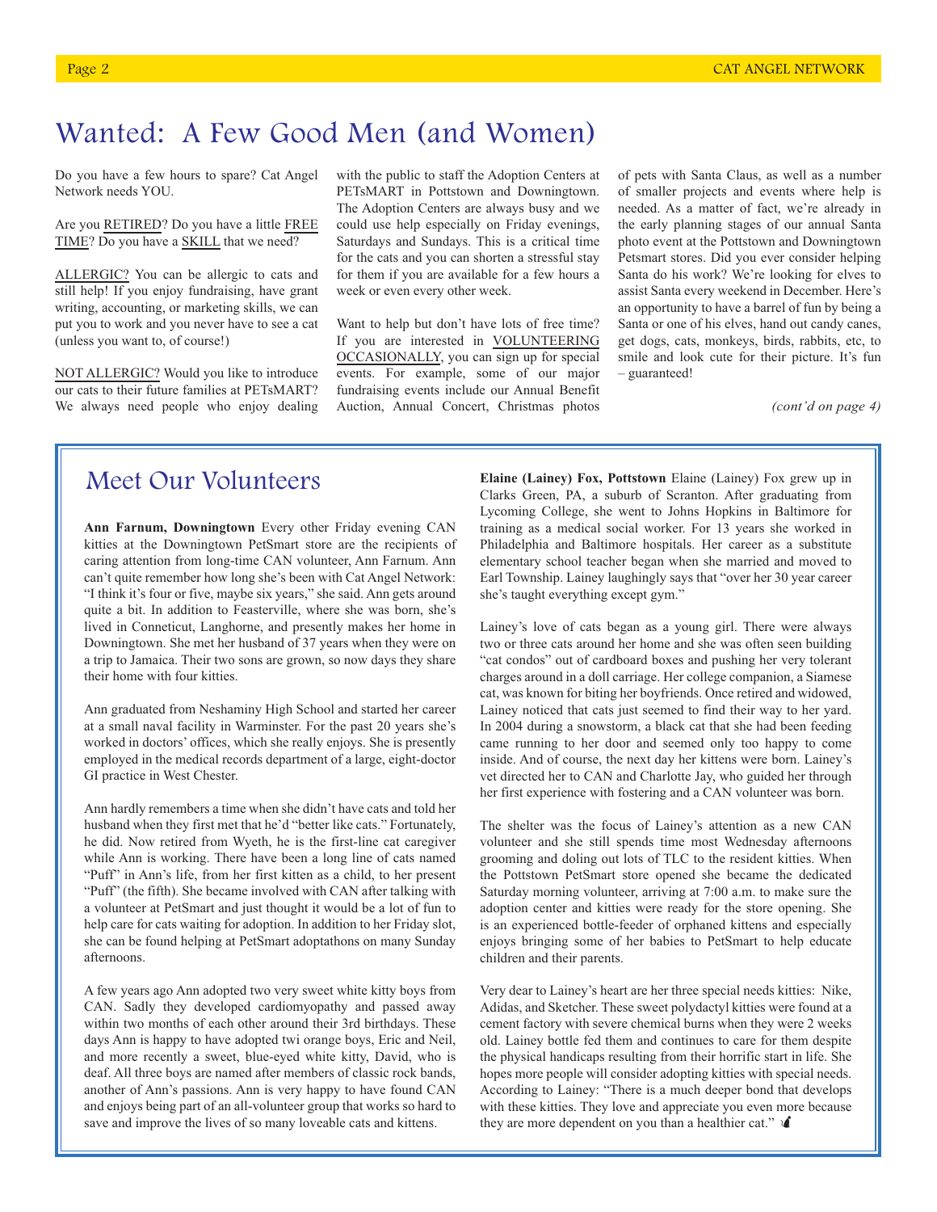# Wanted: A Few Good Men (and Women)

Do you have a few hours to spare? Cat Angel Network needs YOU.

Are you RETIRED? Do you have a little FREE TIME? Do you have a SKILL that we need?

ALLERGIC? You can be allergic to cats and still help! If you enjoy fundraising, have grant writing, accounting, or marketing skills, we can put you to work and you never have to see a cat (unless you want to, of course!)

NOT ALLERGIC? Would you like to introduce our cats to their future families at PETsMART? We always need people who enjoy dealing with the public to staff the Adoption Centers at PETsMART in Pottstown and Downingtown. The Adoption Centers are always busy and we could use help especially on Friday evenings, Saturdays and Sundays. This is a critical time for the cats and you can shorten a stressful stay for them if you are available for a few hours a week or even every other week.

Want to help but don't have lots of free time? If you are interested in VOLUNTEERING OCCASIONALLY, you can sign up for special events. For example, some of our major fundraising events include our Annual Benefit Auction, Annual Concert, Christmas photos of pets with Santa Claus, as well as a number of smaller projects and events where help is needed. As a matter of fact, we're already in the early planning stages of our annual Santa photo event at the Pottstown and Downingtown Petsmart stores. Did you ever consider helping Santa do his work? We're looking for elves to assist Santa every weekend in December. Here's an opportunity to have a barrel of fun by being a Santa or one of his elves, hand out candy canes, get dogs, cats, monkeys, birds, rabbits, etc, to smile and look cute for their picture. It's fun – guaranteed!

*(cont'd on page 4)*

## Meet Our Volunteers

**Ann Farnum, Downingtown** Every other Friday evening CAN kitties at the Downingtown PetSmart store are the recipients of caring attention from long-time CAN volunteer, Ann Farnum. Ann can't quite remember how long she's been with Cat Angel Network: "I think it's four or five, maybe six years," she said. Ann gets around quite a bit. In addition to Feasterville, where she was born, she's lived in Conneticut, Langhorne, and presently makes her home in Downingtown. She met her husband of 37 years when they were on a trip to Jamaica. Their two sons are grown, so now days they share their home with four kitties.

Ann graduated from Neshaminy High School and started her career at a small naval facility in Warminster. For the past 20 years she's worked in doctors' offices, which she really enjoys. She is presently employed in the medical records department of a large, eight-doctor GI practice in West Chester.

Ann hardly remembers a time when she didn't have cats and told her husband when they first met that he'd "better like cats." Fortunately, he did. Now retired from Wyeth, he is the first-line cat caregiver while Ann is working. There have been a long line of cats named "Puff" in Ann's life, from her first kitten as a child, to her present "Puff" (the fifth). She became involved with CAN after talking with a volunteer at PetSmart and just thought it would be a lot of fun to help care for cats waiting for adoption. In addition to her Friday slot, she can be found helping at PetSmart adoptathons on many Sunday afternoons.

A few years ago Ann adopted two very sweet white kitty boys from CAN. Sadly they developed cardiomyopathy and passed away within two months of each other around their 3rd birthdays. These days Ann is happy to have adopted twi orange boys, Eric and Neil, and more recently a sweet, blue-eyed white kitty, David, who is deaf. All three boys are named after members of classic rock bands, another of Ann's passions. Ann is very happy to have found CAN and enjoys being part of an all-volunteer group that works so hard to save and improve the lives of so many loveable cats and kittens.

**Elaine (Lainey) Fox, Pottstown** Elaine (Lainey) Fox grew up in Clarks Green, PA, a suburb of Scranton. After graduating from Lycoming College, she went to Johns Hopkins in Baltimore for training as a medical social worker. For 13 years she worked in Philadelphia and Baltimore hospitals. Her career as a substitute elementary school teacher began when she married and moved to Earl Township. Lainey laughingly says that "over her 30 year career she's taught everything except gym."

Lainey's love of cats began as a young girl. There were always two or three cats around her home and she was often seen building "cat condos" out of cardboard boxes and pushing her very tolerant charges around in a doll carriage. Her college companion, a Siamese cat, was known for biting her boyfriends. Once retired and widowed, Lainey noticed that cats just seemed to find their way to her yard. In 2004 during a snowstorm, a black cat that she had been feeding came running to her door and seemed only too happy to come inside. And of course, the next day her kittens were born. Lainey's vet directed her to CAN and Charlotte Jay, who guided her through her first experience with fostering and a CAN volunteer was born.

The shelter was the focus of Lainey's attention as a new CAN volunteer and she still spends time most Wednesday afternoons grooming and doling out lots of TLC to the resident kitties. When the Pottstown PetSmart store opened she became the dedicated Saturday morning volunteer, arriving at 7:00 a.m. to make sure the adoption center and kitties were ready for the store opening. She is an experienced bottle-feeder of orphaned kittens and especially enjoys bringing some of her babies to PetSmart to help educate children and their parents.

Very dear to Lainey's heart are her three special needs kitties: Nike, Adidas, and Sketcher. These sweet polydactyl kitties were found at a cement factory with severe chemical burns when they were 2 weeks old. Lainey bottle fed them and continues to care for them despite the physical handicaps resulting from their horrific start in life. She hopes more people will consider adopting kitties with special needs. According to Lainey: "There is a much deeper bond that develops with these kitties. They love and appreciate you even more because they are more dependent on you than a healthier cat."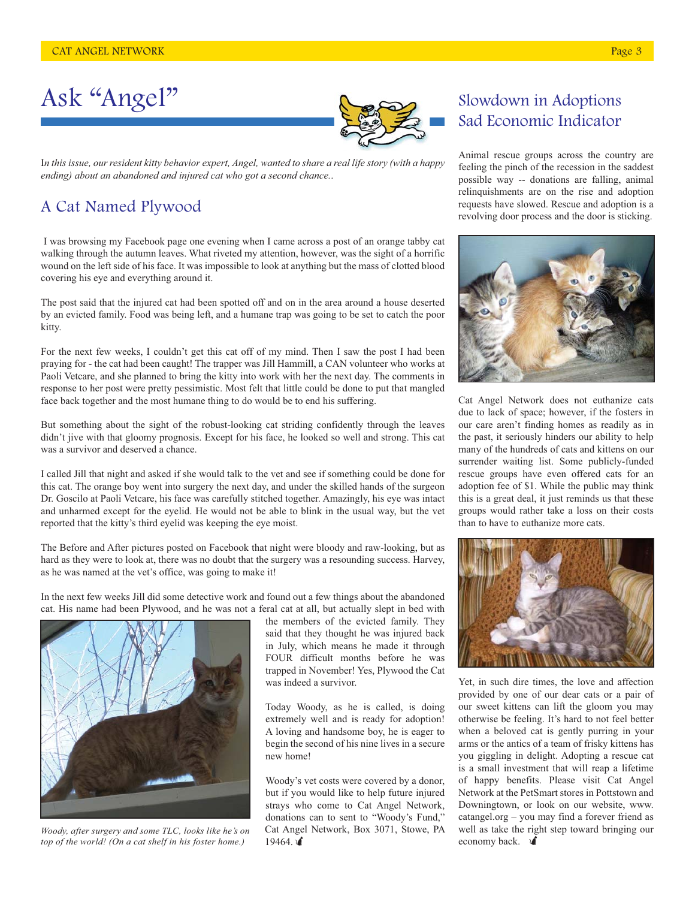# Ask "Angel"

*In this issue, our resident kitty behavior expert, Angel, wanted to share a real life story (with a happy ending) about an abandoned and injured cat who got a second chance..*

## A Cat Named Plywood

I was browsing my Facebook page one evening when I came across a post of an orange tabby cat walking through the autumn leaves. What riveted my attention, however, was the sight of a horrific wound on the left side of his face. It was impossible to look at anything but the mass of clotted blood covering his eye and everything around it.

The post said that the injured cat had been spotted off and on in the area around a house deserted by an evicted family. Food was being left, and a humane trap was going to be set to catch the poor kitty.

For the next few weeks, I couldn't get this cat off of my mind. Then I saw the post I had been praying for - the cat had been caught! The trapper was Jill Hammill, a CAN volunteer who works at Paoli Vetcare, and she planned to bring the kitty into work with her the next day. The comments in response to her post were pretty pessimistic. Most felt that little could be done to put that mangled face back together and the most humane thing to do would be to end his suffering.

But something about the sight of the robust-looking cat striding confidently through the leaves didn't jive with that gloomy prognosis. Except for his face, he looked so well and strong. This cat was a survivor and deserved a chance.

I called Jill that night and asked if she would talk to the vet and see if something could be done for this cat. The orange boy went into surgery the next day, and under the skilled hands of the surgeon Dr. Goscilo at Paoli Vetcare, his face was carefully stitched together. Amazingly, his eye was intact and unharmed except for the eyelid. He would not be able to blink in the usual way, but the vet reported that the kitty's third eyelid was keeping the eye moist.

The Before and After pictures posted on Facebook that night were bloody and raw-looking, but as hard as they were to look at, there was no doubt that the surgery was a resounding success. Harvey, as he was named at the vet's office, was going to make it!

In the next few weeks Jill did some detective work and found out a few things about the abandoned cat. His name had been Plywood, and he was not a feral cat at all, but actually slept in bed with the members of the evicted family. They said that they thought he was injured back in July, which means he made it through FOUR difficult months before he was trapped in November! Yes, Plywood the Cat was indeed a survivor.

*Woody, after surgery and some TLC, looks like he's on top of the world! (On a cat shelf in his foster home.)*

Today Woody, as he is called, is doing extremely well and is ready for adoption! A loving and handsome boy, he is eager to begin the second of his nine lives in a secure new home!

Woody's vet costs were covered by a donor, but if you would like to help future injured strays who come to Cat Angel Network, donations can to sent to "Woody's Fund," Cat Angel Network, Box 3071, Stowe, PA 19464.

## Slowdown in Adoptions Sad Economic Indicator

Animal rescue groups across the country are feeling the pinch of the recession in the saddest possible way -- donations are falling, animal relinquishments are on the rise and adoption requests have slowed. Rescue and adoption is a revolving door process and the door is sticking.

Cat Angel Network does not euthanize cats due to lack of space; however, if the fosters in our care aren't finding homes as readily as in the past, it seriously hinders our ability to help many of the hundreds of cats and kittens on our surrender waiting list. Some publicly-funded rescue groups have even offered cats for an adoption fee of $1. While the public may think this is a great deal, it just reminds us that these groups would rather take a loss on their costs than to have to euthanize more cats.

Yet, in such dire times, the love and affection provided by one of our dear cats or a pair of our sweet kittens can lift the gloom you may otherwise be feeling. It's hard to not feel better when a beloved cat is gently purring in your arms or the antics of a team of frisky kittens has you giggling in delight. Adopting a rescue cat is a small investment that will reap a lifetime of happy benefits. Please visit Cat Angel Network at the PetSmart stores in Pottstown and Downingtown, or look on our website, www.catangel.org – you may find a forever friend as well as take the right step toward bringing our economy back.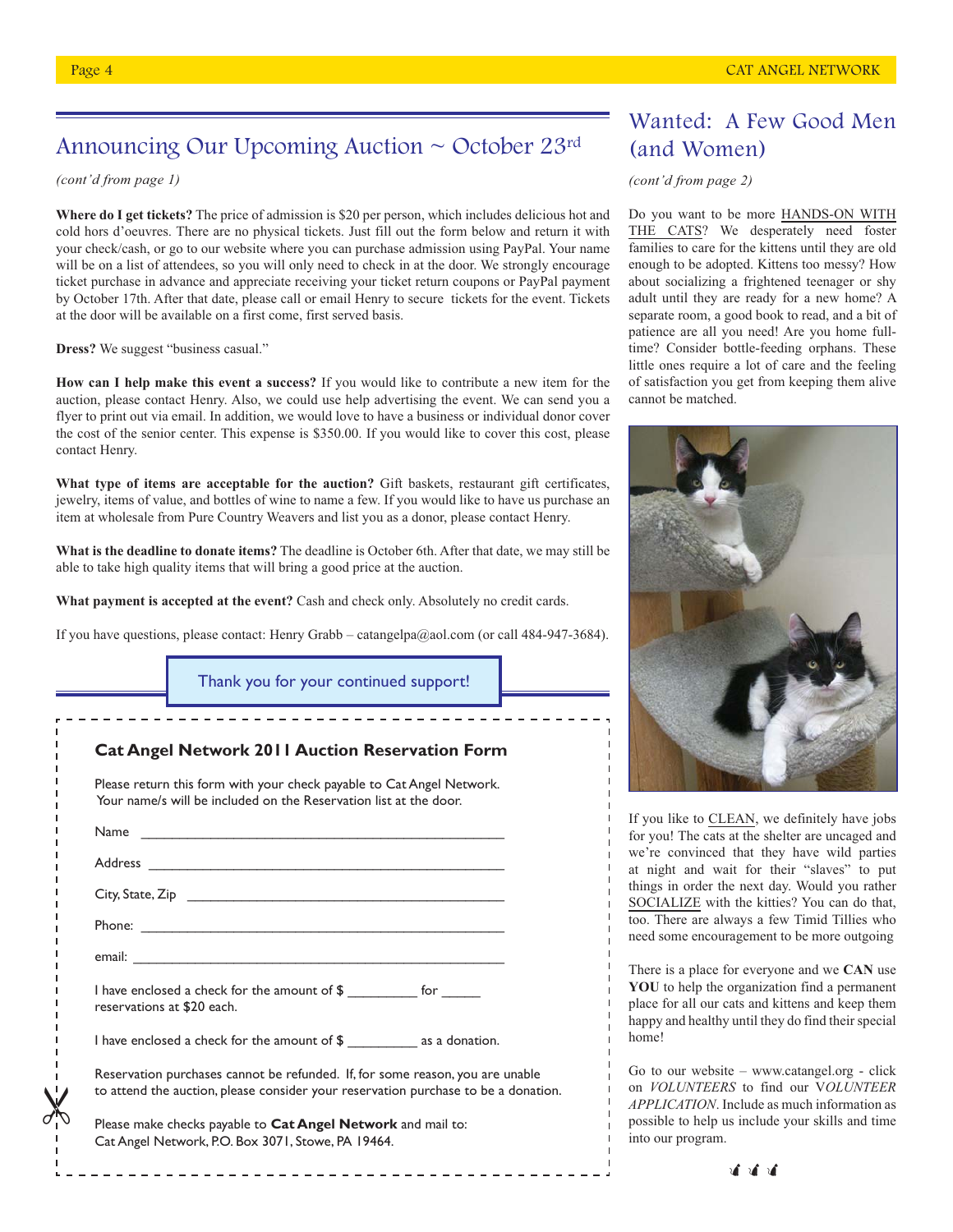## Announcing Our Upcoming Auction ~ October 23rd

*(cont'd from page 1)*

**Where do I get tickets?** The price of admission is $20 per person, which includes delicious hot and cold hors d'oeuvres. There are no physical tickets. Just fill out the form below and return it with your check/cash, or go to our website where you can purchase admission using PayPal. Your name will be on a list of attendees, so you will only need to check in at the door. We strongly encourage ticket purchase in advance and appreciate receiving your ticket return coupons or PayPal payment by October 17th. After that date, please call or email Henry to secure tickets for the event. Tickets at the door will be available on a first come, first served basis.

**Dress?** We suggest "business casual."

**How can I help make this event a success?** If you would like to contribute a new item for the auction, please contact Henry. Also, we could use help advertising the event. We can send you a flyer to print out via email. In addition, we would love to have a business or individual donor cover the cost of the senior center. This expense is $350.00. If you would like to cover this cost, please contact Henry.

**What type of items are acceptable for the auction?** Gift baskets, restaurant gift certificates, jewelry, items of value, and bottles of wine to name a few. If you would like to have us purchase an item at wholesale from Pure Country Weavers and list you as a donor, please contact Henry.

**What is the deadline to donate items?** The deadline is October 6th. After that date, we may still be able to take high quality items that will bring a good price at the auction.

**What payment is accepted at the event?** Cash and check only. Absolutely no credit cards.

If you have questions, please contact: Henry Grabb – catangelpa@aol.com (or call 484-947-3684).

Thank you for your continued support!

### Cat Angel Network 2011 Auction Reservation Form

Please return this form with your check payable to Cat Angel Network. Your name/s will be included on the Reservation list at the door.

Name ____________________________________________

Address ____________________________________________

City, State, Zip ______________________________________

Phone: ____________________________________________

email: ____________________________________________

I have enclosed a check for the amount of $ _________ for _____ reservations at $20 each.

I have enclosed a check for the amount of $ _________ as a donation.

Reservation purchases cannot be refunded. If, for some reason, you are unable to attend the auction, please consider your reservation purchase to be a donation.

Please make checks payable to **Cat Angel Network** and mail to:
Cat Angel Network, P.O. Box 3071, Stowe, PA 19464.

## Wanted: A Few Good Men (and Women)

*(cont'd from page 2)*

Do you want to be more HANDS-ON WITH THE CATS? We desperately need foster families to care for the kittens until they are old enough to be adopted. Kittens too messy? How about socializing a frightened teenager or shy adult until they are ready for a new home? A separate room, a good book to read, and a bit of patience are all you need! Are you home full-time? Consider bottle-feeding orphans. These little ones require a lot of care and the feeling of satisfaction you get from keeping them alive cannot be matched.

If you like to CLEAN, we definitely have jobs for you! The cats at the shelter are uncaged and we're convinced that they have wild parties at night and wait for their "slaves" to put things in order the next day. Would you rather SOCIALIZE with the kitties? You can do that, too. There are always a few Timid Tillies who need some encouragement to be more outgoing

There is a place for everyone and we **CAN** use **YOU** to help the organization find a permanent place for all our cats and kittens and keep them happy and healthy until they do find their special home!

Go to our website – www.catangel.org - click on *VOLUNTEERS* to find our V*OLUNTEER APPLICATION*. Include as much information as possible to help us include your skills and time into our program.